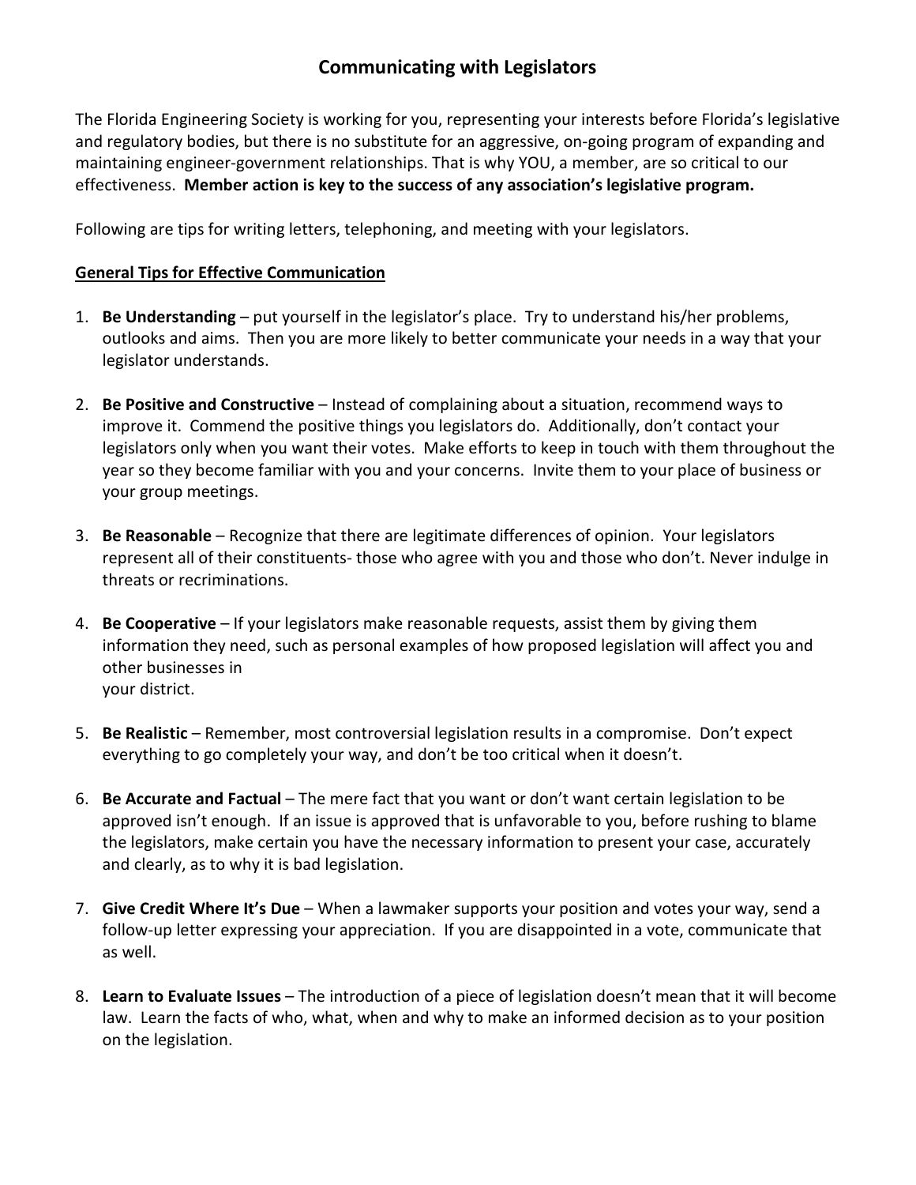# Communicating with Legislators

The Florida Engineering Society is working for you, representing your interests before Florida's legislative and regulatory bodies, but there is no substitute for an aggressive, on-going program of expanding and maintaining engineer-government relationships. That is why YOU, a member, are so critical to our effectiveness. **Member action is key to the success of any association's legislative program.**

Following are tips for writing letters, telephoning, and meeting with your legislators.

## General Tips for Effective Communication

1. **Be Understanding** – put yourself in the legislator's place. Try to understand his/her problems, outlooks and aims. Then you are more likely to better communicate your needs in a way that your legislator understands.

2. **Be Positive and Constructive** – Instead of complaining about a situation, recommend ways to improve it. Commend the positive things you legislators do. Additionally, don't contact your legislators only when you want their votes. Make efforts to keep in touch with them throughout the year so they become familiar with you and your concerns. Invite them to your place of business or your group meetings.

3. **Be Reasonable** – Recognize that there are legitimate differences of opinion. Your legislators represent all of their constituents- those who agree with you and those who don't. Never indulge in threats or recriminations.

4. **Be Cooperative** – If your legislators make reasonable requests, assist them by giving them information they need, such as personal examples of how proposed legislation will affect you and other businesses in your district.

5. **Be Realistic** – Remember, most controversial legislation results in a compromise. Don't expect everything to go completely your way, and don't be too critical when it doesn't.

6. **Be Accurate and Factual** – The mere fact that you want or don't want certain legislation to be approved isn't enough. If an issue is approved that is unfavorable to you, before rushing to blame the legislators, make certain you have the necessary information to present your case, accurately and clearly, as to why it is bad legislation.

7. **Give Credit Where It's Due** – When a lawmaker supports your position and votes your way, send a follow-up letter expressing your appreciation. If you are disappointed in a vote, communicate that as well.

8. **Learn to Evaluate Issues** – The introduction of a piece of legislation doesn't mean that it will become law. Learn the facts of who, what, when and why to make an informed decision as to your position on the legislation.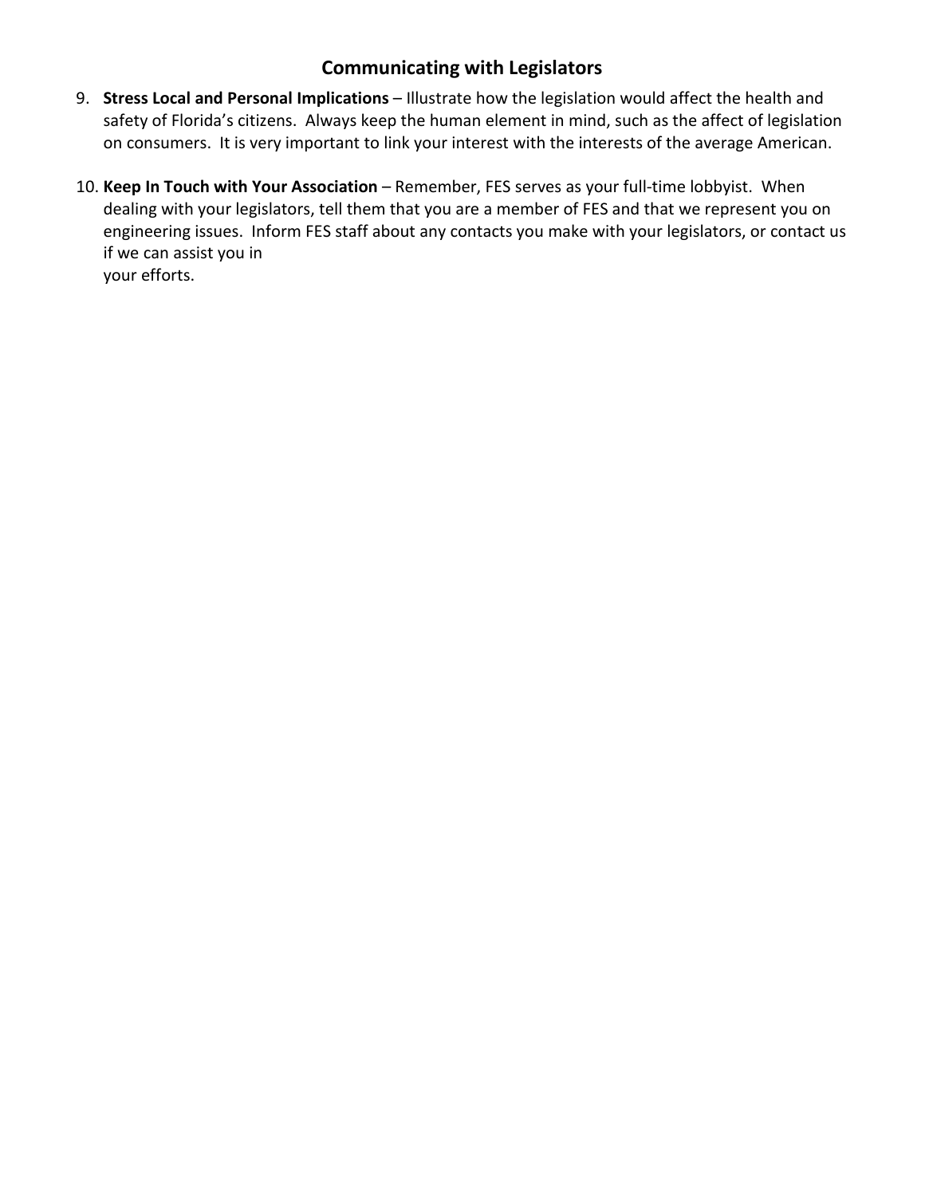## Communicating with Legislators

9. **Stress Local and Personal Implications** – Illustrate how the legislation would affect the health and safety of Florida's citizens. Always keep the human element in mind, such as the affect of legislation on consumers. It is very important to link your interest with the interests of the average American.

10. **Keep In Touch with Your Association** – Remember, FES serves as your full-time lobbyist. When dealing with your legislators, tell them that you are a member of FES and that we represent you on engineering issues. Inform FES staff about any contacts you make with your legislators, or contact us if we can assist you in your efforts.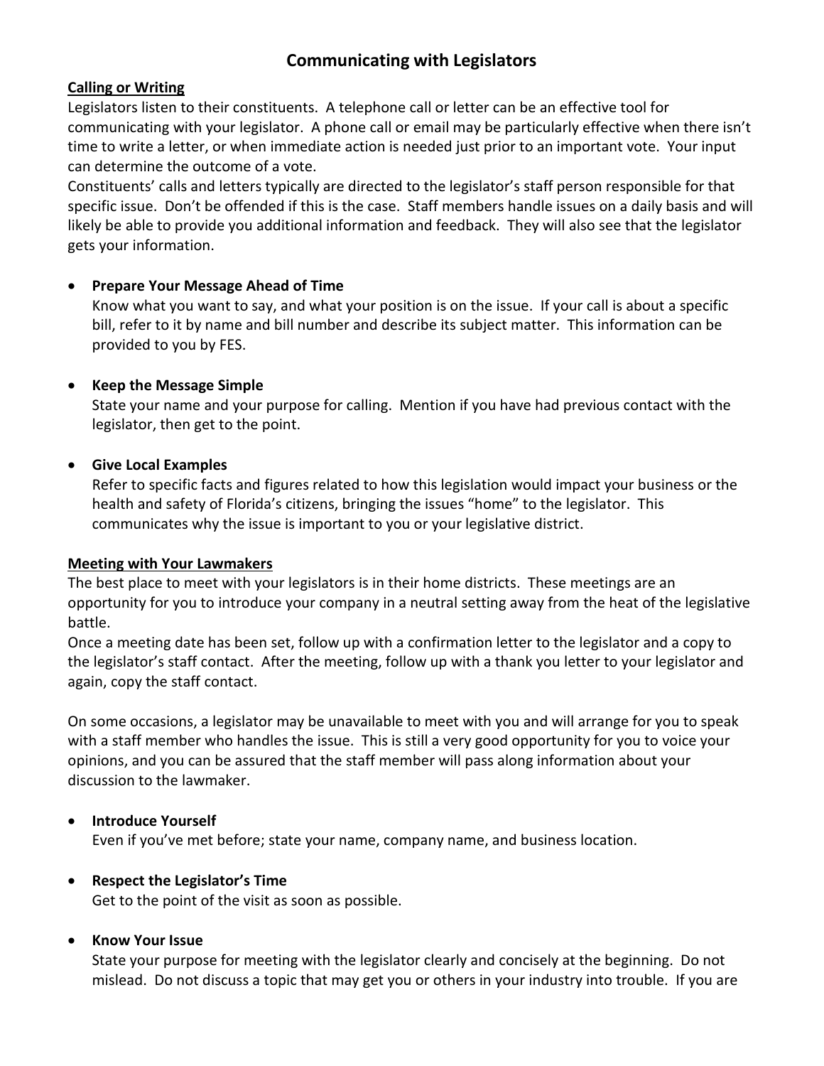## Communicating with Legislators

**Calling or Writing**

Legislators listen to their constituents. A telephone call or letter can be an effective tool for communicating with your legislator. A phone call or email may be particularly effective when there isn't time to write a letter, or when immediate action is needed just prior to an important vote. Your input can determine the outcome of a vote.

Constituents' calls and letters typically are directed to the legislator's staff person responsible for that specific issue. Don't be offended if this is the case. Staff members handle issues on a daily basis and will likely be able to provide you additional information and feedback. They will also see that the legislator gets your information.

- **Prepare Your Message Ahead of Time**
  Know what you want to say, and what your position is on the issue. If your call is about a specific bill, refer to it by name and bill number and describe its subject matter. This information can be provided to you by FES.

- **Keep the Message Simple**
  State your name and your purpose for calling. Mention if you have had previous contact with the legislator, then get to the point.

- **Give Local Examples**
  Refer to specific facts and figures related to how this legislation would impact your business or the health and safety of Florida's citizens, bringing the issues "home" to the legislator. This communicates why the issue is important to you or your legislative district.

**Meeting with Your Lawmakers**

The best place to meet with your legislators is in their home districts. These meetings are an opportunity for you to introduce your company in a neutral setting away from the heat of the legislative battle.

Once a meeting date has been set, follow up with a confirmation letter to the legislator and a copy to the legislator's staff contact. After the meeting, follow up with a thank you letter to your legislator and again, copy the staff contact.

On some occasions, a legislator may be unavailable to meet with you and will arrange for you to speak with a staff member who handles the issue. This is still a very good opportunity for you to voice your opinions, and you can be assured that the staff member will pass along information about your discussion to the lawmaker.

- **Introduce Yourself**
  Even if you've met before; state your name, company name, and business location.

- **Respect the Legislator's Time**
  Get to the point of the visit as soon as possible.

- **Know Your Issue**
  State your purpose for meeting with the legislator clearly and concisely at the beginning. Do not mislead. Do not discuss a topic that may get you or others in your industry into trouble. If you are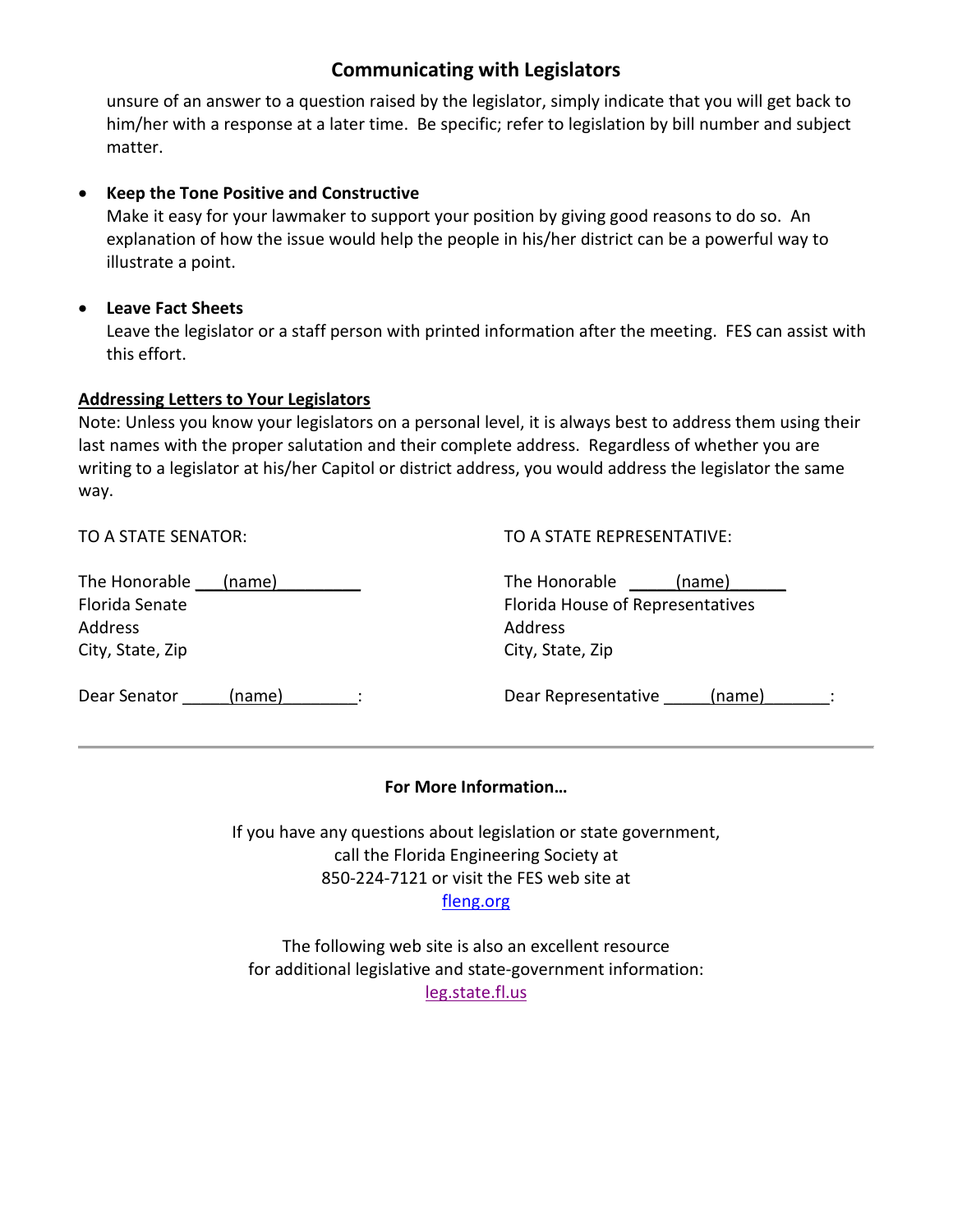unsure of an answer to a question raised by the legislator, simply indicate that you will get back to him/her with a response at a later time. Be specific; refer to legislation by bill number and subject matter.

- **Keep the Tone Positive and Constructive**
  Make it easy for your lawmaker to support your position by giving good reasons to do so. An explanation of how the issue would help the people in his/her district can be a powerful way to illustrate a point.

- **Leave Fact Sheets**
  Leave the legislator or a staff person with printed information after the meeting. FES can assist with this effort.

**Addressing Letters to Your Legislators**

Note: Unless you know your legislators on a personal level, it is always best to address them using their last names with the proper salutation and their complete address. Regardless of whether you are writing to a legislator at his/her Capitol or district address, you would address the legislator the same way.

TO A STATE SENATOR:

The Honorable ___(name)_________
Florida Senate
Address
City, State, Zip

Dear Senator _____(name)________:

TO A STATE REPRESENTATIVE:

The Honorable _____(name)______
Florida House of Representatives
Address
City, State, Zip

Dear Representative _____(name)_______:

---

**For More Information…**

If you have any questions about legislation or state government, call the Florida Engineering Society at 850-224-7121 or visit the FES web site at fleng.org

The following web site is also an excellent resource for additional legislative and state-government information: leg.state.fl.us